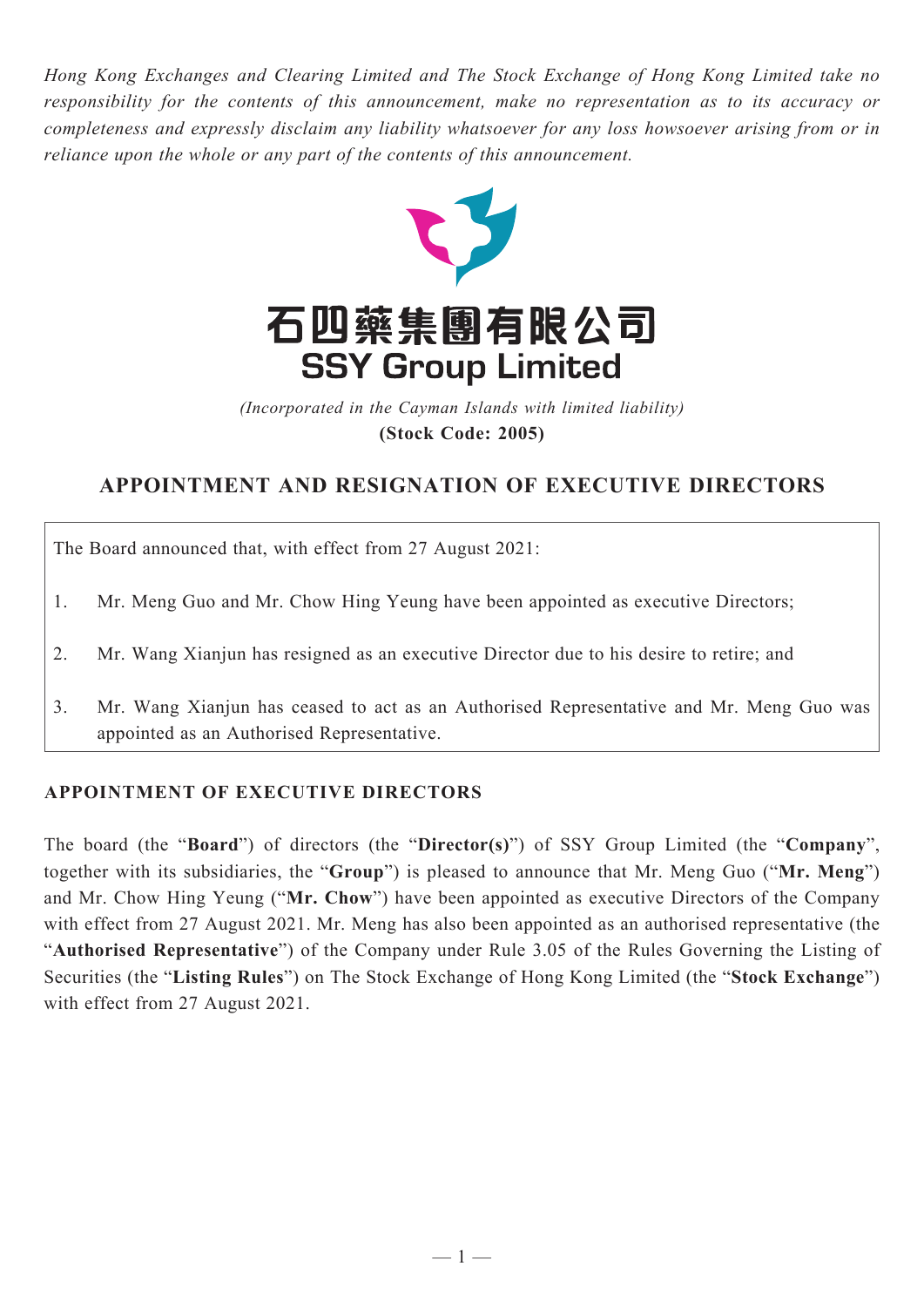*Hong Kong Exchanges and Clearing Limited and The Stock Exchange of Hong Kong Limited take no responsibility for the contents of this announcement, make no representation as to its accuracy or completeness and expressly disclaim any liability whatsoever for any loss howsoever arising from or in reliance upon the whole or any part of the contents of this announcement.*

# 石四藥集團有限公司
# SSY Group Limited

*(Incorporated in the Cayman Islands with limited liability)*

**(Stock Code: 2005)**

## APPOINTMENT AND RESIGNATION OF EXECUTIVE DIRECTORS

The Board announced that, with effect from 27 August 2021:

1. Mr. Meng Guo and Mr. Chow Hing Yeung have been appointed as executive Directors;
2. Mr. Wang Xianjun has resigned as an executive Director due to his desire to retire; and
3. Mr. Wang Xianjun has ceased to act as an Authorised Representative and Mr. Meng Guo was appointed as an Authorised Representative.

### APPOINTMENT OF EXECUTIVE DIRECTORS

The board (the "**Board**") of directors (the "**Director(s)**") of SSY Group Limited (the "**Company**", together with its subsidiaries, the "**Group**") is pleased to announce that Mr. Meng Guo ("**Mr. Meng**") and Mr. Chow Hing Yeung ("**Mr. Chow**") have been appointed as executive Directors of the Company with effect from 27 August 2021. Mr. Meng has also been appointed as an authorised representative (the "**Authorised Representative**") of the Company under Rule 3.05 of the Rules Governing the Listing of Securities (the "**Listing Rules**") on The Stock Exchange of Hong Kong Limited (the "**Stock Exchange**") with effect from 27 August 2021.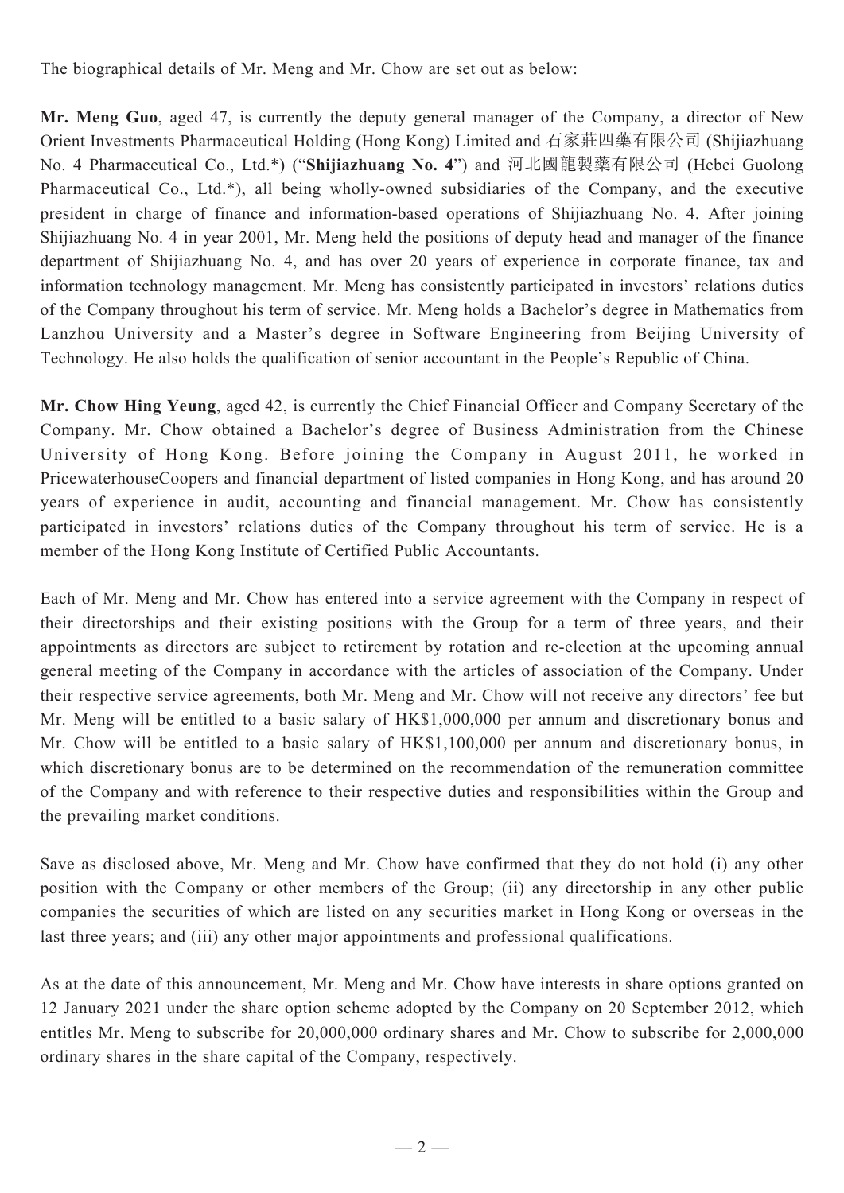The biographical details of Mr. Meng and Mr. Chow are set out as below:

**Mr. Meng Guo**, aged 47, is currently the deputy general manager of the Company, a director of New Orient Investments Pharmaceutical Holding (Hong Kong) Limited and 石家莊四藥有限公司 (Shijiazhuang No. 4 Pharmaceutical Co., Ltd.*) ("**Shijiazhuang No. 4**") and 河北國龍製藥有限公司 (Hebei Guolong Pharmaceutical Co., Ltd.*), all being wholly-owned subsidiaries of the Company, and the executive president in charge of finance and information-based operations of Shijiazhuang No. 4. After joining Shijiazhuang No. 4 in year 2001, Mr. Meng held the positions of deputy head and manager of the finance department of Shijiazhuang No. 4, and has over 20 years of experience in corporate finance, tax and information technology management. Mr. Meng has consistently participated in investors' relations duties of the Company throughout his term of service. Mr. Meng holds a Bachelor's degree in Mathematics from Lanzhou University and a Master's degree in Software Engineering from Beijing University of Technology. He also holds the qualification of senior accountant in the People's Republic of China.

**Mr. Chow Hing Yeung**, aged 42, is currently the Chief Financial Officer and Company Secretary of the Company. Mr. Chow obtained a Bachelor's degree of Business Administration from the Chinese University of Hong Kong. Before joining the Company in August 2011, he worked in PricewaterhouseCoopers and financial department of listed companies in Hong Kong, and has around 20 years of experience in audit, accounting and financial management. Mr. Chow has consistently participated in investors' relations duties of the Company throughout his term of service. He is a member of the Hong Kong Institute of Certified Public Accountants.

Each of Mr. Meng and Mr. Chow has entered into a service agreement with the Company in respect of their directorships and their existing positions with the Group for a term of three years, and their appointments as directors are subject to retirement by rotation and re-election at the upcoming annual general meeting of the Company in accordance with the articles of association of the Company. Under their respective service agreements, both Mr. Meng and Mr. Chow will not receive any directors' fee but Mr. Meng will be entitled to a basic salary of HK$1,000,000 per annum and discretionary bonus and Mr. Chow will be entitled to a basic salary of HK$1,100,000 per annum and discretionary bonus, in which discretionary bonus are to be determined on the recommendation of the remuneration committee of the Company and with reference to their respective duties and responsibilities within the Group and the prevailing market conditions.

Save as disclosed above, Mr. Meng and Mr. Chow have confirmed that they do not hold (i) any other position with the Company or other members of the Group; (ii) any directorship in any other public companies the securities of which are listed on any securities market in Hong Kong or overseas in the last three years; and (iii) any other major appointments and professional qualifications.

As at the date of this announcement, Mr. Meng and Mr. Chow have interests in share options granted on 12 January 2021 under the share option scheme adopted by the Company on 20 September 2012, which entitles Mr. Meng to subscribe for 20,000,000 ordinary shares and Mr. Chow to subscribe for 2,000,000 ordinary shares in the share capital of the Company, respectively.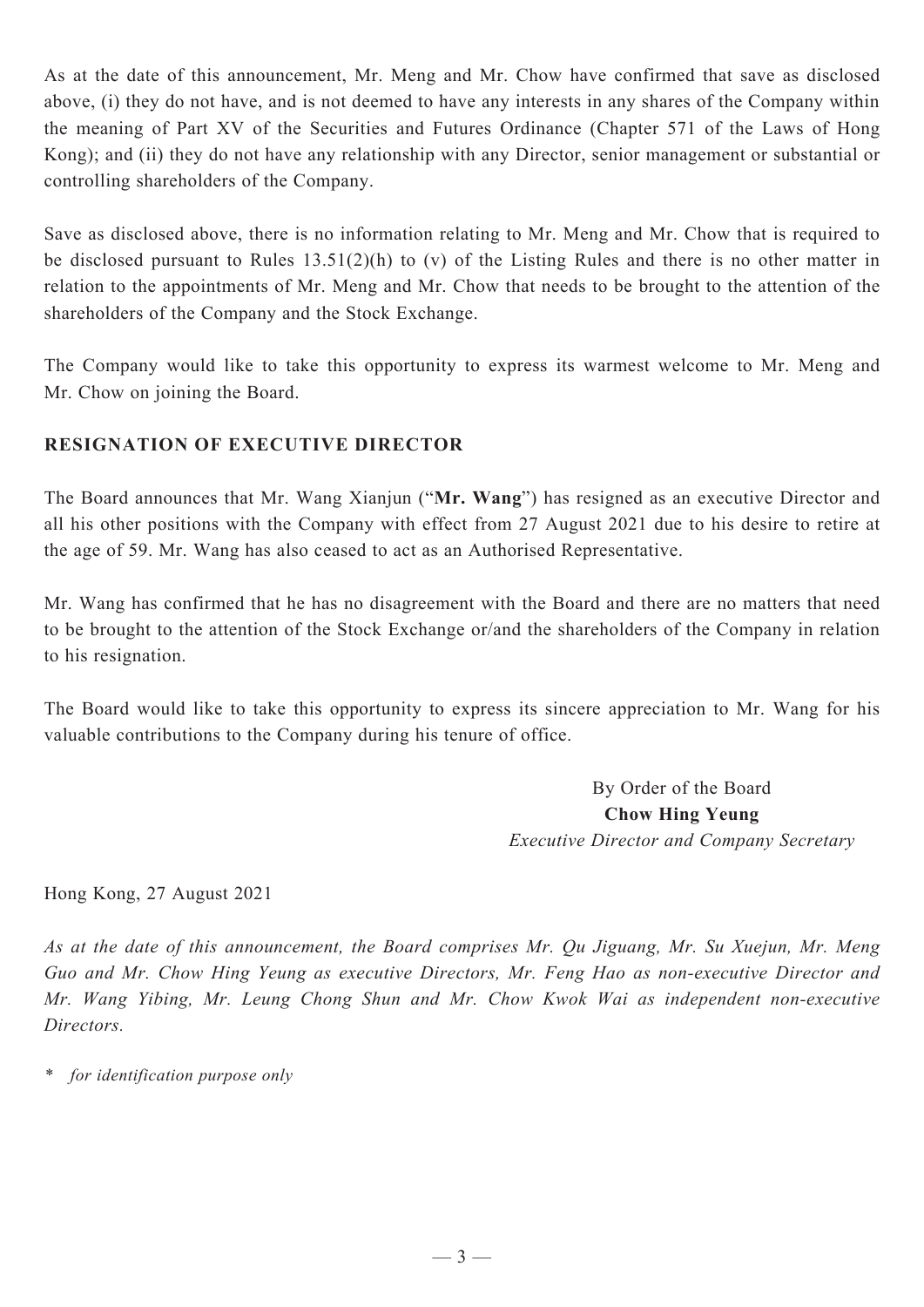As at the date of this announcement, Mr. Meng and Mr. Chow have confirmed that save as disclosed above, (i) they do not have, and is not deemed to have any interests in any shares of the Company within the meaning of Part XV of the Securities and Futures Ordinance (Chapter 571 of the Laws of Hong Kong); and (ii) they do not have any relationship with any Director, senior management or substantial or controlling shareholders of the Company.

Save as disclosed above, there is no information relating to Mr. Meng and Mr. Chow that is required to be disclosed pursuant to Rules 13.51(2)(h) to (v) of the Listing Rules and there is no other matter in relation to the appointments of Mr. Meng and Mr. Chow that needs to be brought to the attention of the shareholders of the Company and the Stock Exchange.

The Company would like to take this opportunity to express its warmest welcome to Mr. Meng and Mr. Chow on joining the Board.

## RESIGNATION OF EXECUTIVE DIRECTOR

The Board announces that Mr. Wang Xianjun ("**Mr. Wang**") has resigned as an executive Director and all his other positions with the Company with effect from 27 August 2021 due to his desire to retire at the age of 59. Mr. Wang has also ceased to act as an Authorised Representative.

Mr. Wang has confirmed that he has no disagreement with the Board and there are no matters that need to be brought to the attention of the Stock Exchange or/and the shareholders of the Company in relation to his resignation.

The Board would like to take this opportunity to express its sincere appreciation to Mr. Wang for his valuable contributions to the Company during his tenure of office.

By Order of the Board
**Chow Hing Yeung**
*Executive Director and Company Secretary*

Hong Kong, 27 August 2021

*As at the date of this announcement, the Board comprises Mr. Qu Jiguang, Mr. Su Xuejun, Mr. Meng Guo and Mr. Chow Hing Yeung as executive Directors, Mr. Feng Hao as non-executive Director and Mr. Wang Yibing, Mr. Leung Chong Shun and Mr. Chow Kwok Wai as independent non-executive Directors.*

\* *for identification purpose only*